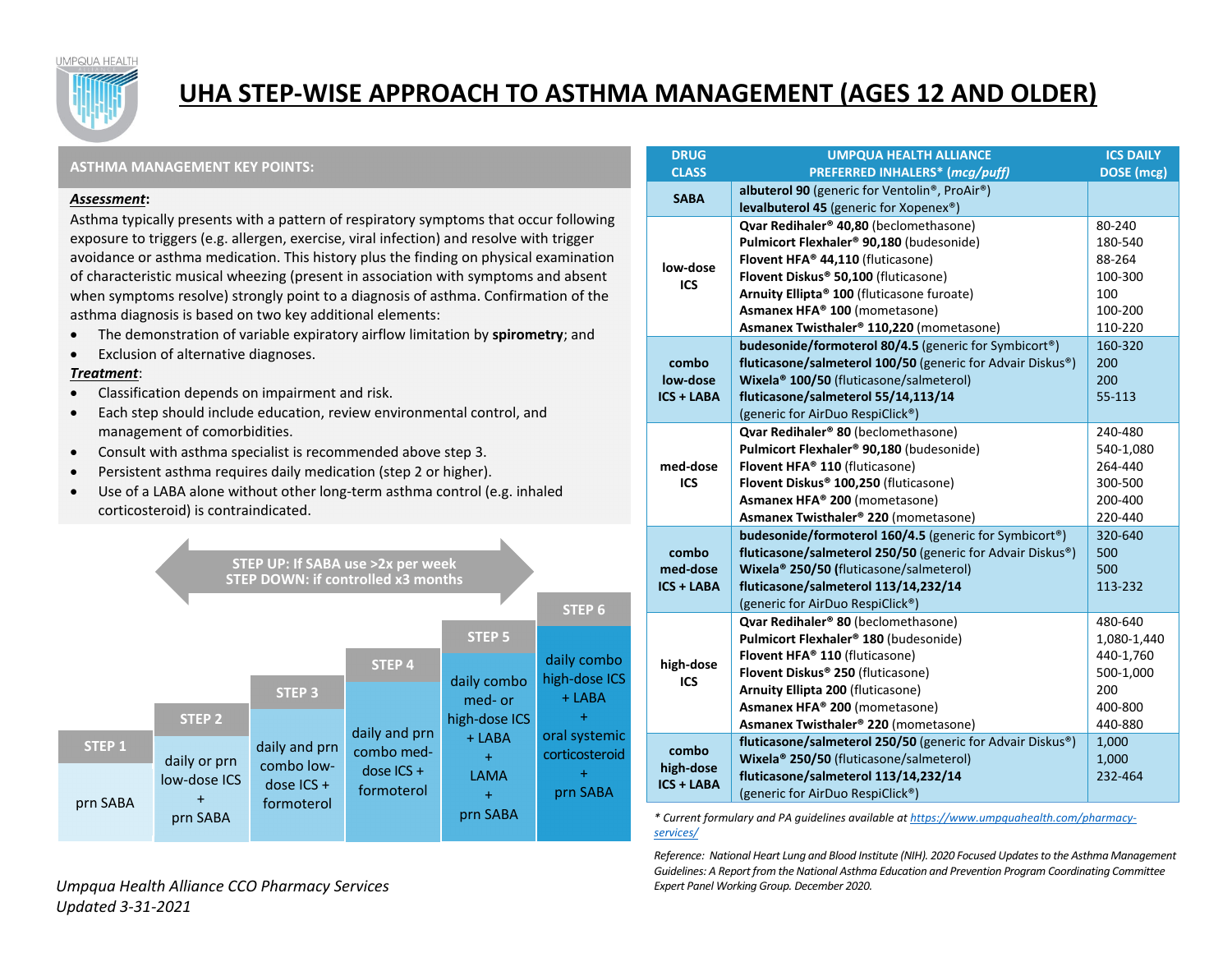# UHA STEP-WISE APPROACH TO ASTHMA MANAGEMENT (AGES 12 AND OLDER)

## ASTHMA MANAGEMENT KEY POINTS:

***Assessment*:**

Asthma typically presents with a pattern of respiratory symptoms that occur following exposure to triggers (e.g. allergen, exercise, viral infection) and resolve with trigger avoidance or asthma medication. This history plus the finding on physical examination of characteristic musical wheezing (present in association with symptoms and absent when symptoms resolve) strongly point to a diagnosis of asthma. Confirmation of the asthma diagnosis is based on two key additional elements:

- The demonstration of variable expiratory airflow limitation by **spirometry**; and
- Exclusion of alternative diagnoses.

***Treatment*:**

- Classification depends on impairment and risk.
- Each step should include education, review environmental control, and management of comorbidities.
- Consult with asthma specialist is recommended above step 3.
- Persistent asthma requires daily medication (step 2 or higher).
- Use of a LABA alone without other long-term asthma control (e.g. inhaled corticosteroid) is contraindicated.

**STEP UP: If SABA use >2x per week**
**STEP DOWN: if controlled x3 months**

| STEP 1 | STEP 2 | STEP 3 | STEP 4 | STEP 5 | STEP 6 |
|---|---|---|---|---|---|
| prn SABA | daily or prn low-dose ICS + prn SABA | daily and prn combo low-dose ICS + formoterol | daily and prn combo med-dose ICS + formoterol | daily combo med- or high-dose ICS + LABA + LAMA + prn SABA | daily combo high-dose ICS + LABA + oral systemic corticosteroid + prn SABA |

| DRUG CLASS | UMPQUA HEALTH ALLIANCE PREFERRED INHALERS* (*mcg/puff*) | ICS DAILY DOSE (mcg) |
|---|---|---|
| SABA | **albuterol 90** (generic for Ventolin®, ProAir®) | |
| | **levalbuterol 45** (generic for Xopenex®) | |
| low-dose ICS | **Qvar Redihaler® 40,80** (beclomethasone) | 80-240 |
| | **Pulmicort Flexhaler® 90,180** (budesonide) | 180-540 |
| | **Flovent HFA® 44,110** (fluticasone) | 88-264 |
| | **Flovent Diskus® 50,100** (fluticasone) | 100-300 |
| | **Arnuity Ellipta® 100** (fluticasone furoate) | 100 |
| | **Asmanex HFA® 100** (mometasone) | 100-200 |
| | **Asmanex Twisthaler® 110,220** (mometasone) | 110-220 |
| combo low-dose ICS + LABA | **budesonide/formoterol 80/4.5** (generic for Symbicort®) | 160-320 |
| | **fluticasone/salmeterol 100/50** (generic for Advair Diskus®) | 200 |
| | **Wixela® 100/50** (fluticasone/salmeterol) | 200 |
| | **fluticasone/salmeterol 55/14,113/14** (generic for AirDuo RespiClick®) | 55-113 |
| med-dose ICS | **Qvar Redihaler® 80** (beclomethasone) | 240-480 |
| | **Pulmicort Flexhaler® 90,180** (budesonide) | 540-1,080 |
| | **Flovent HFA® 110** (fluticasone) | 264-440 |
| | **Flovent Diskus® 100,250** (fluticasone) | 300-500 |
| | **Asmanex HFA® 200** (mometasone) | 200-400 |
| | **Asmanex Twisthaler® 220** (mometasone) | 220-440 |
| combo med-dose ICS + LABA | **budesonide/formoterol 160/4.5** (generic for Symbicort®) | 320-640 |
| | **fluticasone/salmeterol 250/50** (generic for Advair Diskus®) | 500 |
| | **Wixela® 250/50** (fluticasone/salmeterol) | 500 |
| | **fluticasone/salmeterol 113/14,232/14** (generic for AirDuo RespiClick®) | 113-232 |
| high-dose ICS | **Qvar Redihaler® 80** (beclomethasone) | 480-640 |
| | **Pulmicort Flexhaler® 180** (budesonide) | 1,080-1,440 |
| | **Flovent HFA® 110** (fluticasone) | 440-1,760 |
| | **Flovent Diskus® 250** (fluticasone) | 500-1,000 |
| | **Arnuity Ellipta 200** (fluticasone) | 200 |
| | **Asmanex HFA® 200** (mometasone) | 400-800 |
| | **Asmanex Twisthaler® 220** (mometasone) | 440-880 |
| combo high-dose ICS + LABA | **fluticasone/salmeterol 250/50** (generic for Advair Diskus®) | 1,000 |
| | **Wixela® 250/50** (fluticasone/salmeterol) | 1,000 |
| | **fluticasone/salmeterol 113/14,232/14** (generic for AirDuo RespiClick®) | 232-464 |

*\* Current formulary and PA guidelines available at https://www.umpquahealth.com/pharmacy-services/*

*Reference: National Heart Lung and Blood Institute (NIH). 2020 Focused Updates to the Asthma Management Guidelines: A Report from the National Asthma Education and Prevention Program Coordinating Committee Expert Panel Working Group. December 2020.*

*Umpqua Health Alliance CCO Pharmacy Services*
*Updated 3-31-2021*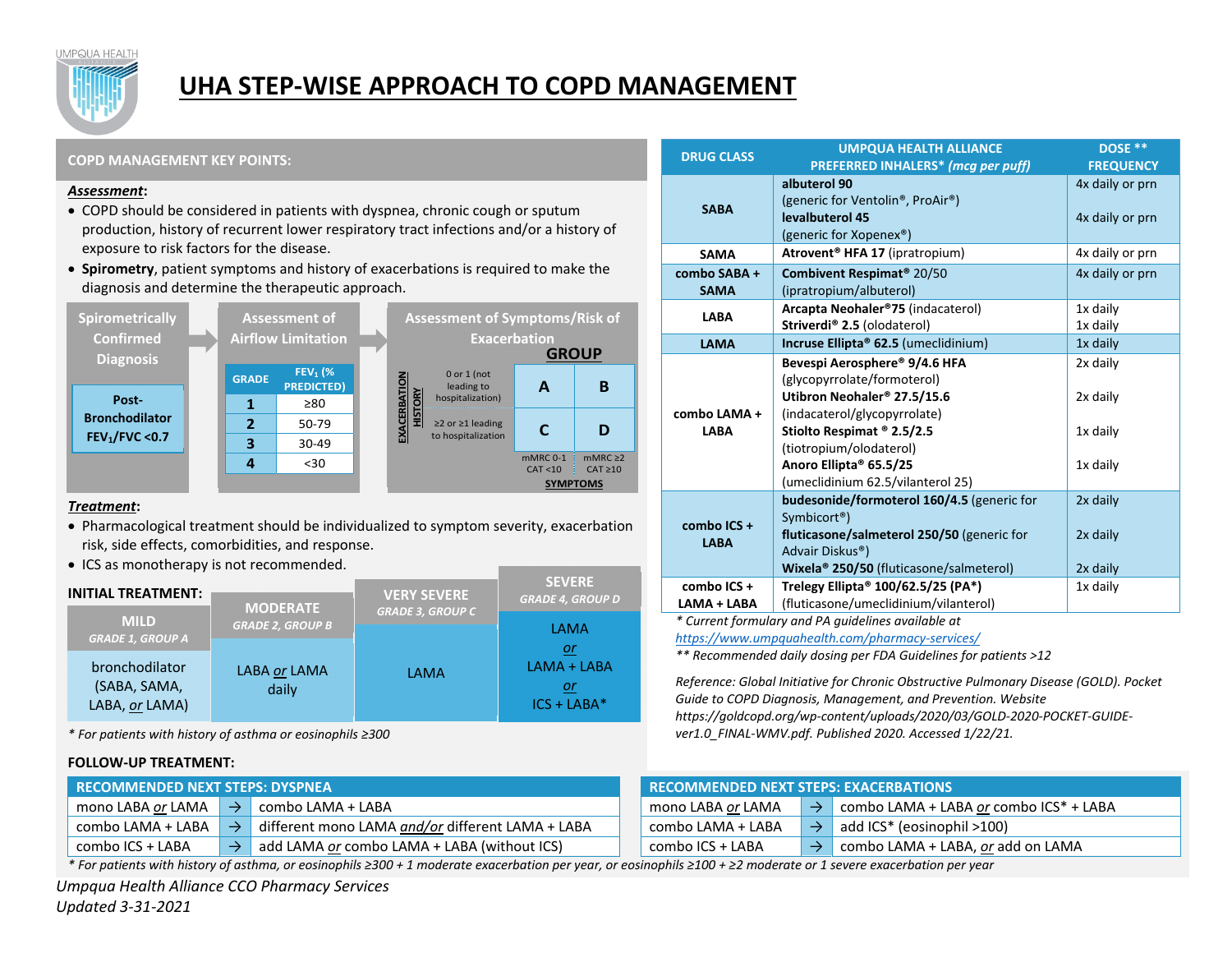# UHA STEP-WISE APPROACH TO COPD MANAGEMENT

## COPD MANAGEMENT KEY POINTS:

***Assessment***:

- COPD should be considered in patients with dyspnea, chronic cough or sputum production, history of recurrent lower respiratory tract infections and/or a history of exposure to risk factors for the disease.
- **Spirometry**, patient symptoms and history of exacerbations is required to make the diagnosis and determine the therapeutic approach.

**Spirometrically Confirmed Diagnosis** → **Assessment of Airflow Limitation** → **Assessment of Symptoms/Risk of Exacerbation**

**Post-Bronchodilator $FEV_1/FVC < 0.7$**

| GRADE | $FEV_1$ (% PREDICTED) |
|---|---|
| 1 | ≥80 |
| 2 | 50-79 |
| 3 | 30-49 |
| 4 | <30 |

**GROUP**

| EXACERBATION HISTORY | mMRC 0-1, CAT <10 | mMRC ≥2, CAT ≥10 |
|---|---|---|
| 0 or 1 (not leading to hospitalization) | A | B |
| ≥2 or ≥1 leading to hospitalization | C | D |

SYMPTOMS

***Treatment***:

- Pharmacological treatment should be individualized to symptom severity, exacerbation risk, side effects, comorbidities, and response.
- ICS as monotherapy is not recommended.

**INITIAL TREATMENT:**

| MILD *GRADE 1, GROUP A* | MODERATE *GRADE 2, GROUP B* | VERY SEVERE *GRADE 3, GROUP C* | SEVERE *GRADE 4, GROUP D* |
|---|---|---|---|
| bronchodilator (SABA, SAMA, LABA, *or* LAMA) | LABA *or* LAMA daily | LAMA | LAMA *or* LAMA + LABA *or* ICS + LABA* |

*\* For patients with history of asthma or eosinophils ≥300*

| DRUG CLASS | UMPQUA HEALTH ALLIANCE PREFERRED INHALERS* *(mcg per puff)* | DOSE ** FREQUENCY |
|---|---|---|
| SABA | **albuterol 90** (generic for Ventolin®, ProAir®)<br>**levalbuterol 45** (generic for Xopenex®) | 4x daily or prn<br>4x daily or prn |
| SAMA | **Atrovent® HFA 17** (ipratropium) | 4x daily or prn |
| combo SABA + SAMA | **Combivent Respimat®** 20/50 (ipratropium/albuterol) | 4x daily or prn |
| LABA | **Arcapta Neohaler®75** (indacaterol)<br>**Striverdi® 2.5** (olodaterol) | 1x daily<br>1x daily |
| LAMA | **Incruse Ellipta® 62.5** (umeclidinium) | 1x daily |
| combo LAMA + LABA | **Bevespi Aerosphere® 9/4.6 HFA** (glycopyrrolate/formoterol)<br>**Utibron Neohaler® 27.5/15.6** (indacaterol/glycopyrrolate)<br>**Stiolto Respimat ® 2.5/2.5** (tiotropium/olodaterol)<br>**Anoro Ellipta® 65.5/25** (umeclidinium 62.5/vilanterol 25) | 2x daily<br>2x daily<br>1x daily<br>1x daily |
| combo ICS + LABA | **budesonide/formoterol 160/4.5** (generic for Symbicort®)<br>**fluticasone/salmeterol 250/50** (generic for Advair Diskus®)<br>**Wixela® 250/50** (fluticasone/salmeterol) | 2x daily<br>2x daily<br>2x daily |
| combo ICS + LAMA + LABA | **Trelegy Ellipta® 100/62.5/25 (PA*)** (fluticasone/umeclidinium/vilanterol) | 1x daily |

*\* Current formulary and PA guidelines available at* https://www.umpquahealth.com/pharmacy-services/

*\*\* Recommended daily dosing per FDA Guidelines for patients >12*

*Reference: Global Initiative for Chronic Obstructive Pulmonary Disease (GOLD). Pocket Guide to COPD Diagnosis, Management, and Prevention. Website https://goldcopd.org/wp-content/uploads/2020/03/GOLD-2020-POCKET-GUIDE-ver1.0_FINAL-WMV.pdf. Published 2020. Accessed 1/22/21.*

**FOLLOW-UP TREATMENT:**

| RECOMMENDED NEXT STEPS: DYSPNEA | | |
|---|---|---|
| mono LABA *or* LAMA | → | combo LAMA + LABA |
| combo LAMA + LABA | → | different mono LAMA *and/or* different LAMA + LABA |
| combo ICS + LABA | → | add LAMA *or* combo LAMA + LABA (without ICS) |

| RECOMMENDED NEXT STEPS: EXACERBATIONS | | |
|---|---|---|
| mono LABA *or* LAMA | → | combo LAMA + LABA *or* combo ICS* + LABA |
| combo LAMA + LABA | → | add ICS* (eosinophil >100) |
| combo ICS + LABA | → | combo LAMA + LABA, *or* add on LAMA |

*\* For patients with history of asthma, or eosinophils ≥300 + 1 moderate exacerbation per year, or eosinophils ≥100 + ≥2 moderate or 1 severe exacerbation per year*

*Umpqua Health Alliance CCO Pharmacy Services*
*Updated 3-31-2021*